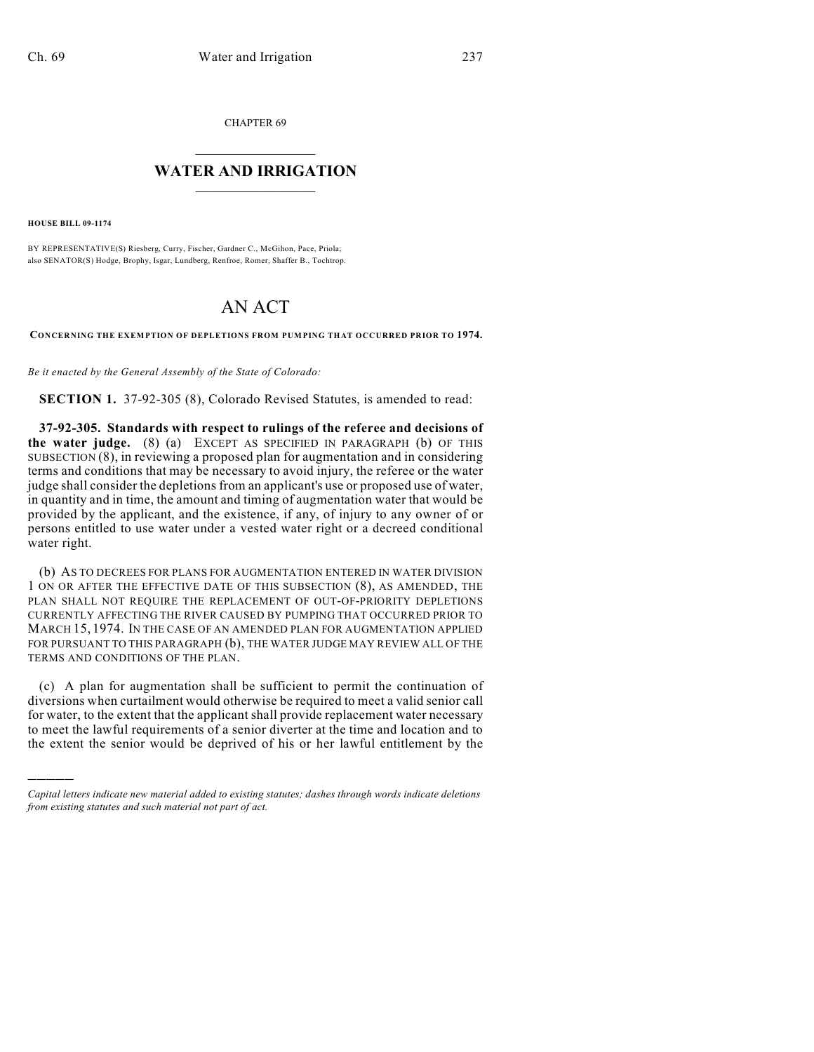CHAPTER 69

# WATER AND IRRIGATION

**HOUSE BILL 09-1174**

BY REPRESENTATIVE(S) Riesberg, Curry, Fischer, Gardner C., McGihon, Pace, Priola;
also SENATOR(S) Hodge, Brophy, Isgar, Lundberg, Renfroe, Romer, Shaffer B., Tochtrop.

# AN ACT

**CONCERNING THE EXEMPTION OF DEPLETIONS FROM PUMPING THAT OCCURRED PRIOR TO 1974.**

*Be it enacted by the General Assembly of the State of Colorado:*

**SECTION 1.** 37-92-305 (8), Colorado Revised Statutes, is amended to read:

**37-92-305. Standards with respect to rulings of the referee and decisions of the water judge.** (8) (a) EXCEPT AS SPECIFIED IN PARAGRAPH (b) OF THIS SUBSECTION (8), in reviewing a proposed plan for augmentation and in considering terms and conditions that may be necessary to avoid injury, the referee or the water judge shall consider the depletions from an applicant's use or proposed use of water, in quantity and in time, the amount and timing of augmentation water that would be provided by the applicant, and the existence, if any, of injury to any owner of or persons entitled to use water under a vested water right or a decreed conditional water right.

(b) AS TO DECREES FOR PLANS FOR AUGMENTATION ENTERED IN WATER DIVISION 1 ON OR AFTER THE EFFECTIVE DATE OF THIS SUBSECTION (8), AS AMENDED, THE PLAN SHALL NOT REQUIRE THE REPLACEMENT OF OUT-OF-PRIORITY DEPLETIONS CURRENTLY AFFECTING THE RIVER CAUSED BY PUMPING THAT OCCURRED PRIOR TO MARCH 15, 1974. IN THE CASE OF AN AMENDED PLAN FOR AUGMENTATION APPLIED FOR PURSUANT TO THIS PARAGRAPH (b), THE WATER JUDGE MAY REVIEW ALL OF THE TERMS AND CONDITIONS OF THE PLAN.

(c) A plan for augmentation shall be sufficient to permit the continuation of diversions when curtailment would otherwise be required to meet a valid senior call for water, to the extent that the applicant shall provide replacement water necessary to meet the lawful requirements of a senior diverter at the time and location and to the extent the senior would be deprived of his or her lawful entitlement by the

*Capital letters indicate new material added to existing statutes; dashes through words indicate deletions from existing statutes and such material not part of act.*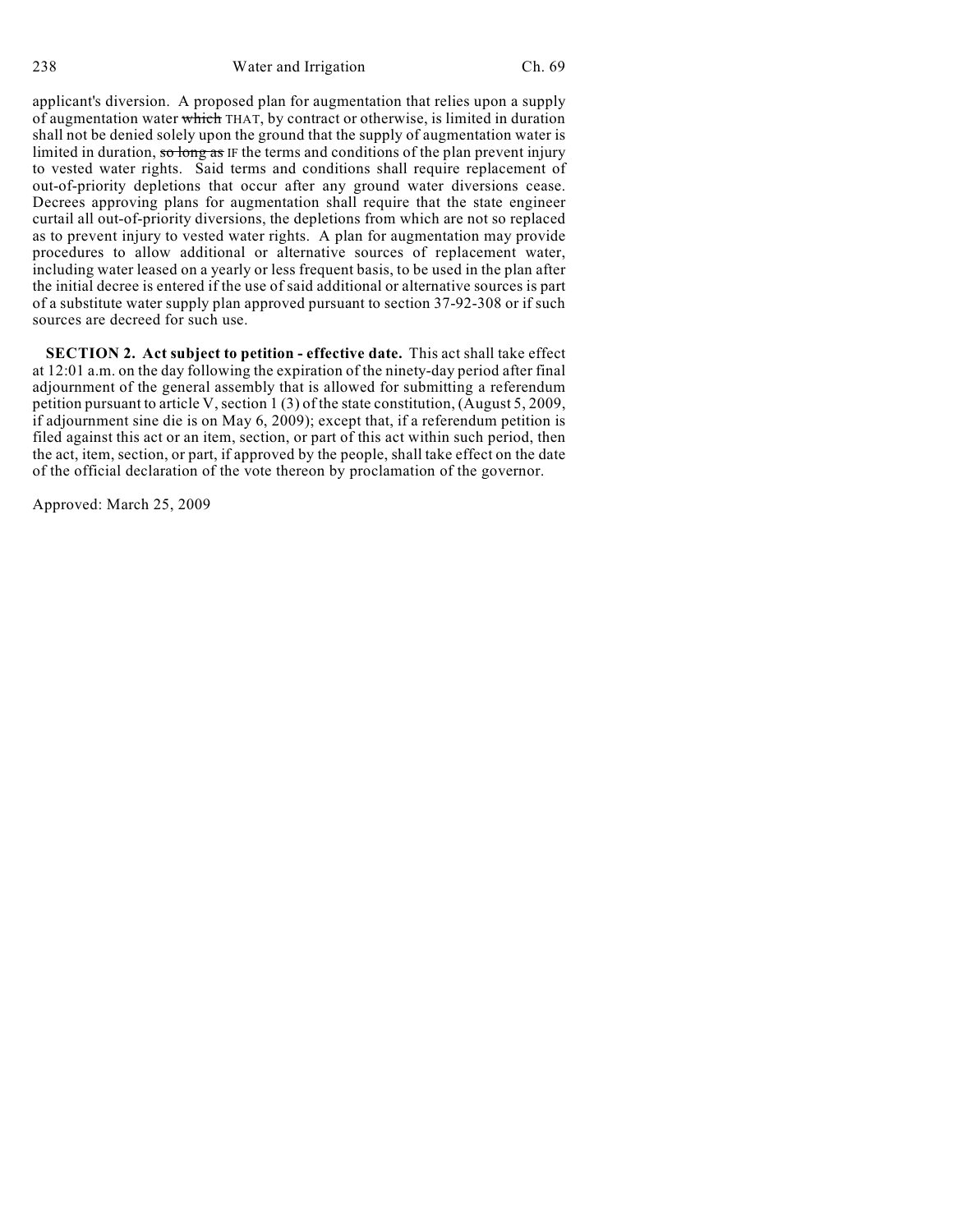applicant's diversion. A proposed plan for augmentation that relies upon a supply of augmentation water ~~which~~ THAT, by contract or otherwise, is limited in duration shall not be denied solely upon the ground that the supply of augmentation water is limited in duration, ~~so long as~~ IF the terms and conditions of the plan prevent injury to vested water rights. Said terms and conditions shall require replacement of out-of-priority depletions that occur after any ground water diversions cease. Decrees approving plans for augmentation shall require that the state engineer curtail all out-of-priority diversions, the depletions from which are not so replaced as to prevent injury to vested water rights. A plan for augmentation may provide procedures to allow additional or alternative sources of replacement water, including water leased on a yearly or less frequent basis, to be used in the plan after the initial decree is entered if the use of said additional or alternative sources is part of a substitute water supply plan approved pursuant to section 37-92-308 or if such sources are decreed for such use.

**SECTION 2. Act subject to petition - effective date.** This act shall take effect at 12:01 a.m. on the day following the expiration of the ninety-day period after final adjournment of the general assembly that is allowed for submitting a referendum petition pursuant to article V, section 1 (3) of the state constitution, (August 5, 2009, if adjournment sine die is on May 6, 2009); except that, if a referendum petition is filed against this act or an item, section, or part of this act within such period, then the act, item, section, or part, if approved by the people, shall take effect on the date of the official declaration of the vote thereon by proclamation of the governor.

Approved: March 25, 2009